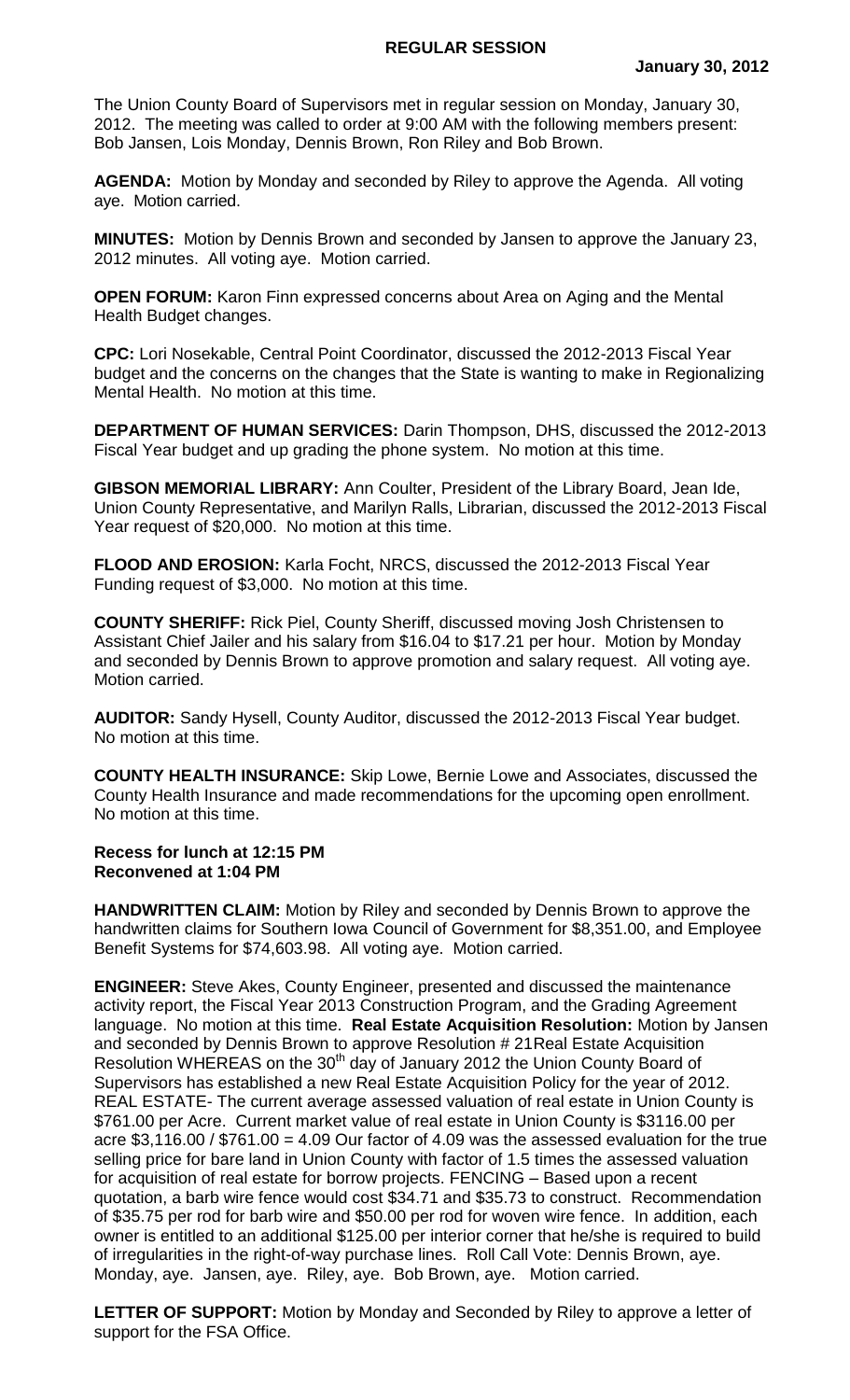# REGULAR SESSION

**January 30, 2012**

The Union County Board of Supervisors met in regular session on Monday, January 30, 2012. The meeting was called to order at 9:00 AM with the following members present: Bob Jansen, Lois Monday, Dennis Brown, Ron Riley and Bob Brown.

**AGENDA:** Motion by Monday and seconded by Riley to approve the Agenda. All voting aye. Motion carried.

**MINUTES:** Motion by Dennis Brown and seconded by Jansen to approve the January 23, 2012 minutes. All voting aye. Motion carried.

**OPEN FORUM:** Karon Finn expressed concerns about Area on Aging and the Mental Health Budget changes.

**CPC:** Lori Nosekable, Central Point Coordinator, discussed the 2012-2013 Fiscal Year budget and the concerns on the changes that the State is wanting to make in Regionalizing Mental Health. No motion at this time.

**DEPARTMENT OF HUMAN SERVICES:** Darin Thompson, DHS, discussed the 2012-2013 Fiscal Year budget and up grading the phone system. No motion at this time.

**GIBSON MEMORIAL LIBRARY:** Ann Coulter, President of the Library Board, Jean Ide, Union County Representative, and Marilyn Ralls, Librarian, discussed the 2012-2013 Fiscal Year request of $20,000. No motion at this time.

**FLOOD AND EROSION:** Karla Focht, NRCS, discussed the 2012-2013 Fiscal Year Funding request of $3,000. No motion at this time.

**COUNTY SHERIFF:** Rick Piel, County Sheriff, discussed moving Josh Christensen to Assistant Chief Jailer and his salary from $16.04 to $17.21 per hour. Motion by Monday and seconded by Dennis Brown to approve promotion and salary request. All voting aye. Motion carried.

**AUDITOR:** Sandy Hysell, County Auditor, discussed the 2012-2013 Fiscal Year budget. No motion at this time.

**COUNTY HEALTH INSURANCE:** Skip Lowe, Bernie Lowe and Associates, discussed the County Health Insurance and made recommendations for the upcoming open enrollment. No motion at this time.

**Recess for lunch at 12:15 PM**
**Reconvened at 1:04 PM**

**HANDWRITTEN CLAIM:** Motion by Riley and seconded by Dennis Brown to approve the handwritten claims for Southern Iowa Council of Government for $8,351.00, and Employee Benefit Systems for $74,603.98. All voting aye. Motion carried.

**ENGINEER:** Steve Akes, County Engineer, presented and discussed the maintenance activity report, the Fiscal Year 2013 Construction Program, and the Grading Agreement language. No motion at this time. **Real Estate Acquisition Resolution:** Motion by Jansen and seconded by Dennis Brown to approve Resolution # 21Real Estate Acquisition Resolution WHEREAS on the 30th day of January 2012 the Union County Board of Supervisors has established a new Real Estate Acquisition Policy for the year of 2012. REAL ESTATE- The current average assessed valuation of real estate in Union County is $761.00 per Acre. Current market value of real estate in Union County is $3116.00 per acre $3,116.00 / $761.00 = 4.09 Our factor of 4.09 was the assessed evaluation for the true selling price for bare land in Union County with factor of 1.5 times the assessed valuation for acquisition of real estate for borrow projects. FENCING – Based upon a recent quotation, a barb wire fence would cost $34.71 and $35.73 to construct. Recommendation of $35.75 per rod for barb wire and $50.00 per rod for woven wire fence. In addition, each owner is entitled to an additional $125.00 per interior corner that he/she is required to build of irregularities in the right-of-way purchase lines. Roll Call Vote: Dennis Brown, aye. Monday, aye. Jansen, aye. Riley, aye. Bob Brown, aye. Motion carried.

**LETTER OF SUPPORT:** Motion by Monday and Seconded by Riley to approve a letter of support for the FSA Office.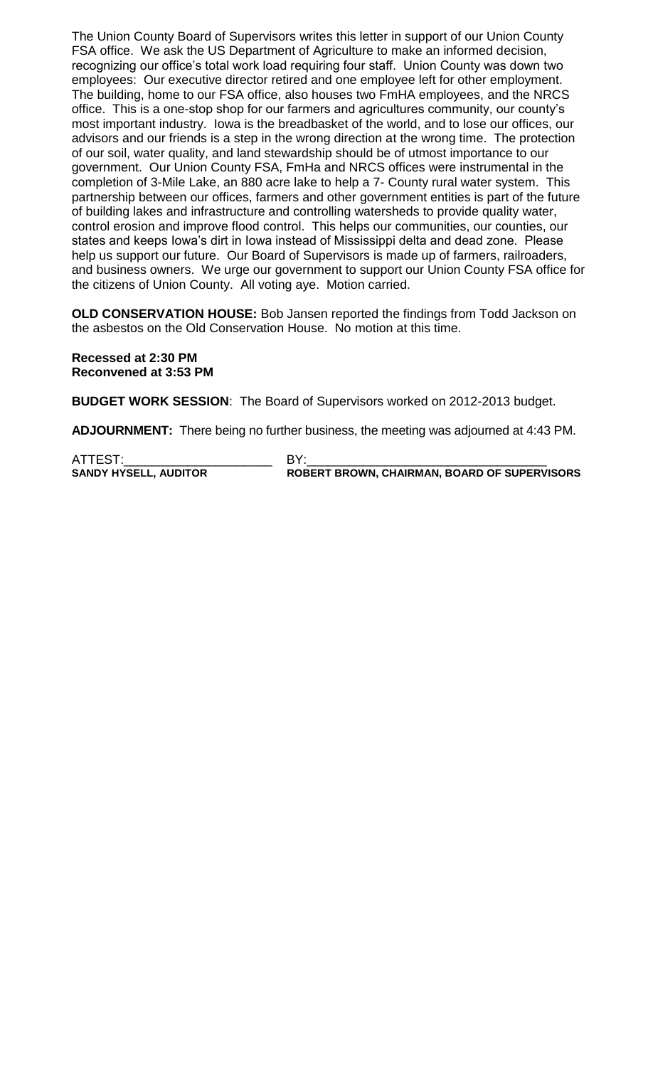The Union County Board of Supervisors writes this letter in support of our Union County FSA office. We ask the US Department of Agriculture to make an informed decision, recognizing our office's total work load requiring four staff. Union County was down two employees: Our executive director retired and one employee left for other employment. The building, home to our FSA office, also houses two FmHA employees, and the NRCS office. This is a one-stop shop for our farmers and agricultures community, our county's most important industry. Iowa is the breadbasket of the world, and to lose our offices, our advisors and our friends is a step in the wrong direction at the wrong time. The protection of our soil, water quality, and land stewardship should be of utmost importance to our government. Our Union County FSA, FmHa and NRCS offices were instrumental in the completion of 3-Mile Lake, an 880 acre lake to help a 7- County rural water system. This partnership between our offices, farmers and other government entities is part of the future of building lakes and infrastructure and controlling watersheds to provide quality water, control erosion and improve flood control. This helps our communities, our counties, our states and keeps Iowa's dirt in Iowa instead of Mississippi delta and dead zone. Please help us support our future. Our Board of Supervisors is made up of farmers, railroaders, and business owners. We urge our government to support our Union County FSA office for the citizens of Union County. All voting aye. Motion carried.

**OLD CONSERVATION HOUSE:** Bob Jansen reported the findings from Todd Jackson on the asbestos on the Old Conservation House. No motion at this time.

**Recessed at 2:30 PM**
**Reconvened at 3:53 PM**

**BUDGET WORK SESSION**: The Board of Supervisors worked on 2012-2013 budget.

**ADJOURNMENT:** There being no further business, the meeting was adjourned at 4:43 PM.

ATTEST:_____________________ BY:___________________________________
**SANDY HYSELL, AUDITOR** **ROBERT BROWN, CHAIRMAN, BOARD OF SUPERVISORS**